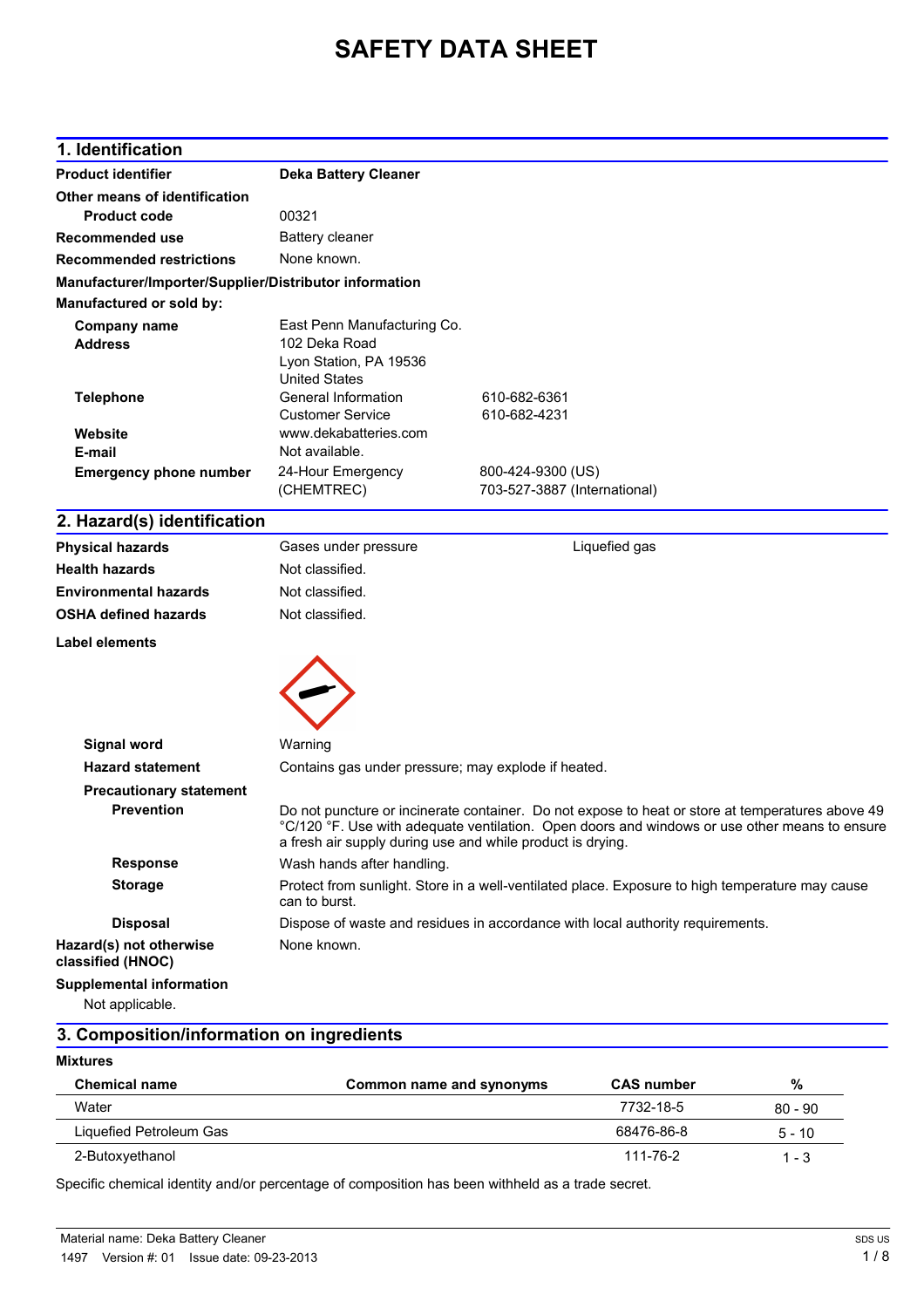# SAFETY DATA SHEET

## 1. Identification

| | |
|---|---|
| **Product identifier** | **Deka Battery Cleaner** |
| **Other means of identification** | |
| **Product code** | 00321 |
| **Recommended use** | Battery cleaner |
| **Recommended restrictions** | None known. |

**Manufacturer/Importer/Supplier/Distributor information**

**Manufactured or sold by:**

| | | |
|---|---|---|
| **Company name** | East Penn Manufacturing Co. | |
| **Address** | 102 Deka Road<br>Lyon Station, PA 19536<br>United States | |
| **Telephone** | General Information | 610-682-6361 |
| | Customer Service | 610-682-4231 |
| **Website** | www.dekabatteries.com | |
| **E-mail** | Not available. | |
| **Emergency phone number** | 24-Hour Emergency (CHEMTREC) | 800-424-9300 (US)<br>703-527-3887 (International) |

## 2. Hazard(s) identification

| | | |
|---|---|---|
| **Physical hazards** | Gases under pressure | Liquefied gas |
| **Health hazards** | Not classified. | |
| **Environmental hazards** | Not classified. | |
| **OSHA defined hazards** | Not classified. | |

**Label elements**

**Signal word** Warning

**Hazard statement** Contains gas under pressure; may explode if heated.

**Precautionary statement**

**Prevention** Do not puncture or incinerate container. Do not expose to heat or store at temperatures above 49 °C/120 °F. Use with adequate ventilation. Open doors and windows or use other means to ensure a fresh air supply during use and while product is drying.

**Response** Wash hands after handling.

**Storage** Protect from sunlight. Store in a well-ventilated place. Exposure to high temperature may cause can to burst.

**Disposal** Dispose of waste and residues in accordance with local authority requirements.

**Hazard(s) not otherwise classified (HNOC)** None known.

**Supplemental information**

Not applicable.

## 3. Composition/information on ingredients

**Mixtures**

| Chemical name | Common name and synonyms | CAS number | % |
|---|---|---|---|
| Water | | 7732-18-5 | 80 - 90 |
| Liquefied Petroleum Gas | | 68476-86-8 | 5 - 10 |
| 2-Butoxyethanol | | 111-76-2 | 1 - 3 |

Specific chemical identity and/or percentage of composition has been withheld as a trade secret.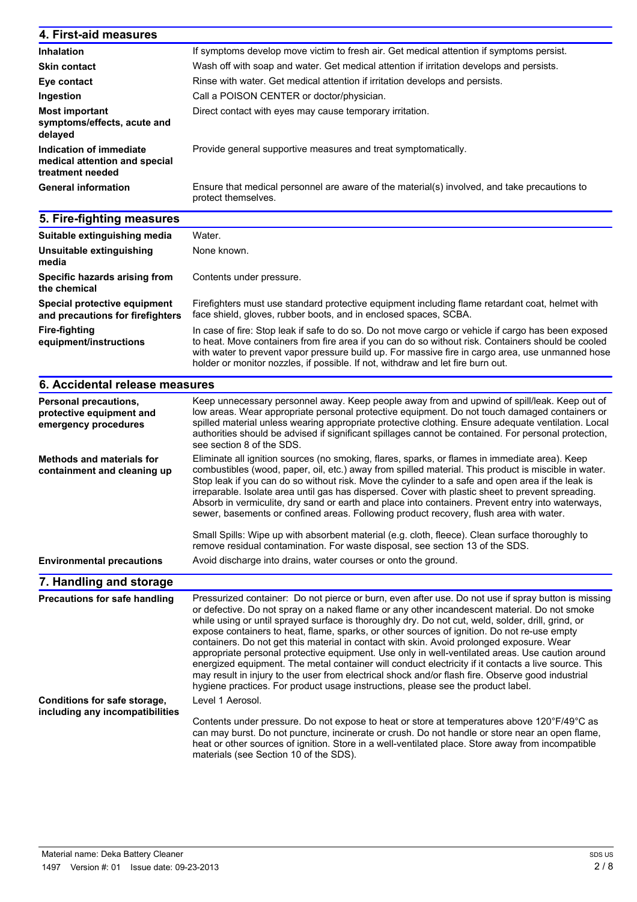## 4. First-aid measures

| | |
|---|---|
| **Inhalation** | If symptoms develop move victim to fresh air. Get medical attention if symptoms persist. |
| **Skin contact** | Wash off with soap and water. Get medical attention if irritation develops and persists. |
| **Eye contact** | Rinse with water. Get medical attention if irritation develops and persists. |
| **Ingestion** | Call a POISON CENTER or doctor/physician. |
| **Most important symptoms/effects, acute and delayed** | Direct contact with eyes may cause temporary irritation. |
| **Indication of immediate medical attention and special treatment needed** | Provide general supportive measures and treat symptomatically. |
| **General information** | Ensure that medical personnel are aware of the material(s) involved, and take precautions to protect themselves. |

## 5. Fire-fighting measures

| | |
|---|---|
| **Suitable extinguishing media** | Water. |
| **Unsuitable extinguishing media** | None known. |
| **Specific hazards arising from the chemical** | Contents under pressure. |
| **Special protective equipment and precautions for firefighters** | Firefighters must use standard protective equipment including flame retardant coat, helmet with face shield, gloves, rubber boots, and in enclosed spaces, SCBA. |
| **Fire-fighting equipment/instructions** | In case of fire: Stop leak if safe to do so. Do not move cargo or vehicle if cargo has been exposed to heat. Move containers from fire area if you can do so without risk. Containers should be cooled with water to prevent vapor pressure build up. For massive fire in cargo area, use unmanned hose holder or monitor nozzles, if possible. If not, withdraw and let fire burn out. |

## 6. Accidental release measures

| | |
|---|---|
| **Personal precautions, protective equipment and emergency procedures** | Keep unnecessary personnel away. Keep people away from and upwind of spill/leak. Keep out of low areas. Wear appropriate personal protective equipment. Do not touch damaged containers or spilled material unless wearing appropriate protective clothing. Ensure adequate ventilation. Local authorities should be advised if significant spillages cannot be contained. For personal protection, see section 8 of the SDS. |
| **Methods and materials for containment and cleaning up** | Eliminate all ignition sources (no smoking, flares, sparks, or flames in immediate area). Keep combustibles (wood, paper, oil, etc.) away from spilled material. This product is miscible in water. Stop leak if you can do so without risk. Move the cylinder to a safe and open area if the leak is irreparable. Isolate area until gas has dispersed. Cover with plastic sheet to prevent spreading. Absorb in vermiculite, dry sand or earth and place into containers. Prevent entry into waterways, sewer, basements or confined areas. Following product recovery, flush area with water.<br><br>Small Spills: Wipe up with absorbent material (e.g. cloth, fleece). Clean surface thoroughly to remove residual contamination. For waste disposal, see section 13 of the SDS. |
| **Environmental precautions** | Avoid discharge into drains, water courses or onto the ground. |

## 7. Handling and storage

| | |
|---|---|
| **Precautions for safe handling** | Pressurized container: Do not pierce or burn, even after use. Do not use if spray button is missing or defective. Do not spray on a naked flame or any other incandescent material. Do not smoke while using or until sprayed surface is thoroughly dry. Do not cut, weld, solder, drill, grind, or expose containers to heat, flame, sparks, or other sources of ignition. Do not re-use empty containers. Do not get this material in contact with skin. Avoid prolonged exposure. Wear appropriate personal protective equipment. Use only in well-ventilated areas. Use caution around energized equipment. The metal container will conduct electricity if it contacts a live source. This may result in injury to the user from electrical shock and/or flash fire. Observe good industrial hygiene practices. For product usage instructions, please see the product label. |
| **Conditions for safe storage, including any incompatibilities** | Level 1 Aerosol.<br><br>Contents under pressure. Do not expose to heat or store at temperatures above 120°F/49°C as can may burst. Do not puncture, incinerate or crush. Do not handle or store near an open flame, heat or other sources of ignition. Store in a well-ventilated place. Store away from incompatible materials (see Section 10 of the SDS). |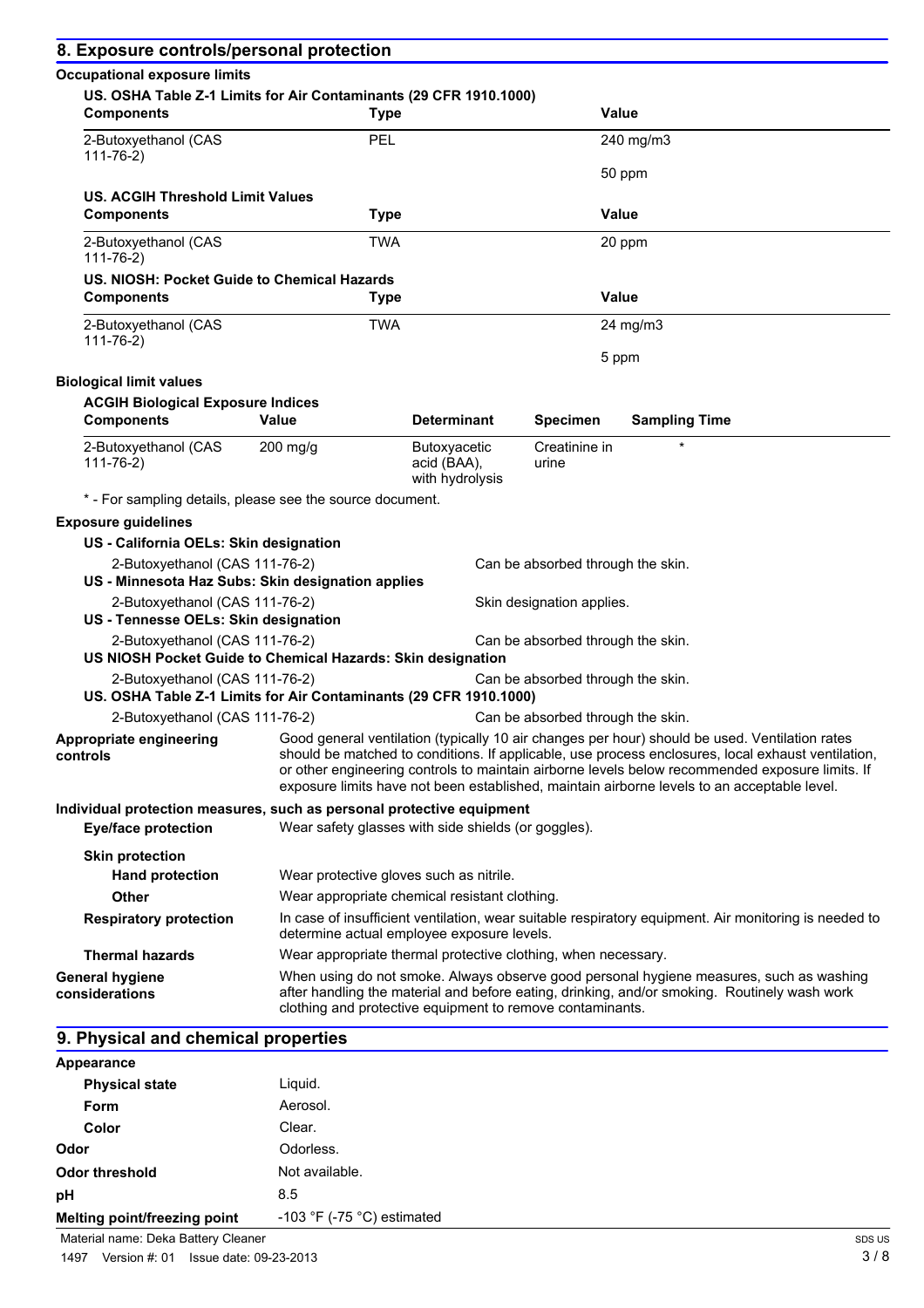## 8. Exposure controls/personal protection

### Occupational exposure limits

**US. OSHA Table Z-1 Limits for Air Contaminants (29 CFR 1910.1000)**

| Components | Type | Value |
|---|---|---|
| 2-Butoxyethanol (CAS 111-76-2) | PEL | 240 mg/m3 |
| | | 50 ppm |

**US. ACGIH Threshold Limit Values**

| Components | Type | Value |
|---|---|---|
| 2-Butoxyethanol (CAS 111-76-2) | TWA | 20 ppm |

**US. NIOSH: Pocket Guide to Chemical Hazards**

| Components | Type | Value |
|---|---|---|
| 2-Butoxyethanol (CAS 111-76-2) | TWA | 24 mg/m3 |
| | | 5 ppm |

### Biological limit values

**ACGIH Biological Exposure Indices**

| Components | Value | Determinant | Specimen | Sampling Time |
|---|---|---|---|---|
| 2-Butoxyethanol (CAS 111-76-2) | 200 mg/g | Butoxyacetic acid (BAA), with hydrolysis | Creatinine in urine | * |

* - For sampling details, please see the source document.

### Exposure guidelines

**US - California OELs: Skin designation**

2-Butoxyethanol (CAS 111-76-2) Can be absorbed through the skin.

**US - Minnesota Haz Subs: Skin designation applies**

2-Butoxyethanol (CAS 111-76-2) Skin designation applies.

**US - Tennesse OELs: Skin designation**

2-Butoxyethanol (CAS 111-76-2) Can be absorbed through the skin.

**US NIOSH Pocket Guide to Chemical Hazards: Skin designation**

2-Butoxyethanol (CAS 111-76-2) Can be absorbed through the skin.

**US. OSHA Table Z-1 Limits for Air Contaminants (29 CFR 1910.1000)**

2-Butoxyethanol (CAS 111-76-2) Can be absorbed through the skin.

**Appropriate engineering controls**
Good general ventilation (typically 10 air changes per hour) should be used. Ventilation rates should be matched to conditions. If applicable, use process enclosures, local exhaust ventilation, or other engineering controls to maintain airborne levels below recommended exposure limits. If exposure limits have not been established, maintain airborne levels to an acceptable level.

### Individual protection measures, such as personal protective equipment

**Eye/face protection**
Wear safety glasses with side shields (or goggles).

**Skin protection**

**Hand protection**
Wear protective gloves such as nitrile.

**Other**
Wear appropriate chemical resistant clothing.

**Respiratory protection**
In case of insufficient ventilation, wear suitable respiratory equipment. Air monitoring is needed to determine actual employee exposure levels.

**Thermal hazards**
Wear appropriate thermal protective clothing, when necessary.

**General hygiene considerations**
When using do not smoke. Always observe good personal hygiene measures, such as washing after handling the material and before eating, drinking, and/or smoking. Routinely wash work clothing and protective equipment to remove contaminants.

## 9. Physical and chemical properties

**Appearance**

**Physical state** Liquid.

**Form** Aerosol.

**Color** Clear.

**Odor** Odorless.

**Odor threshold** Not available.

**pH** 8.5

**Melting point/freezing point** -103 °F (-75 °C) estimated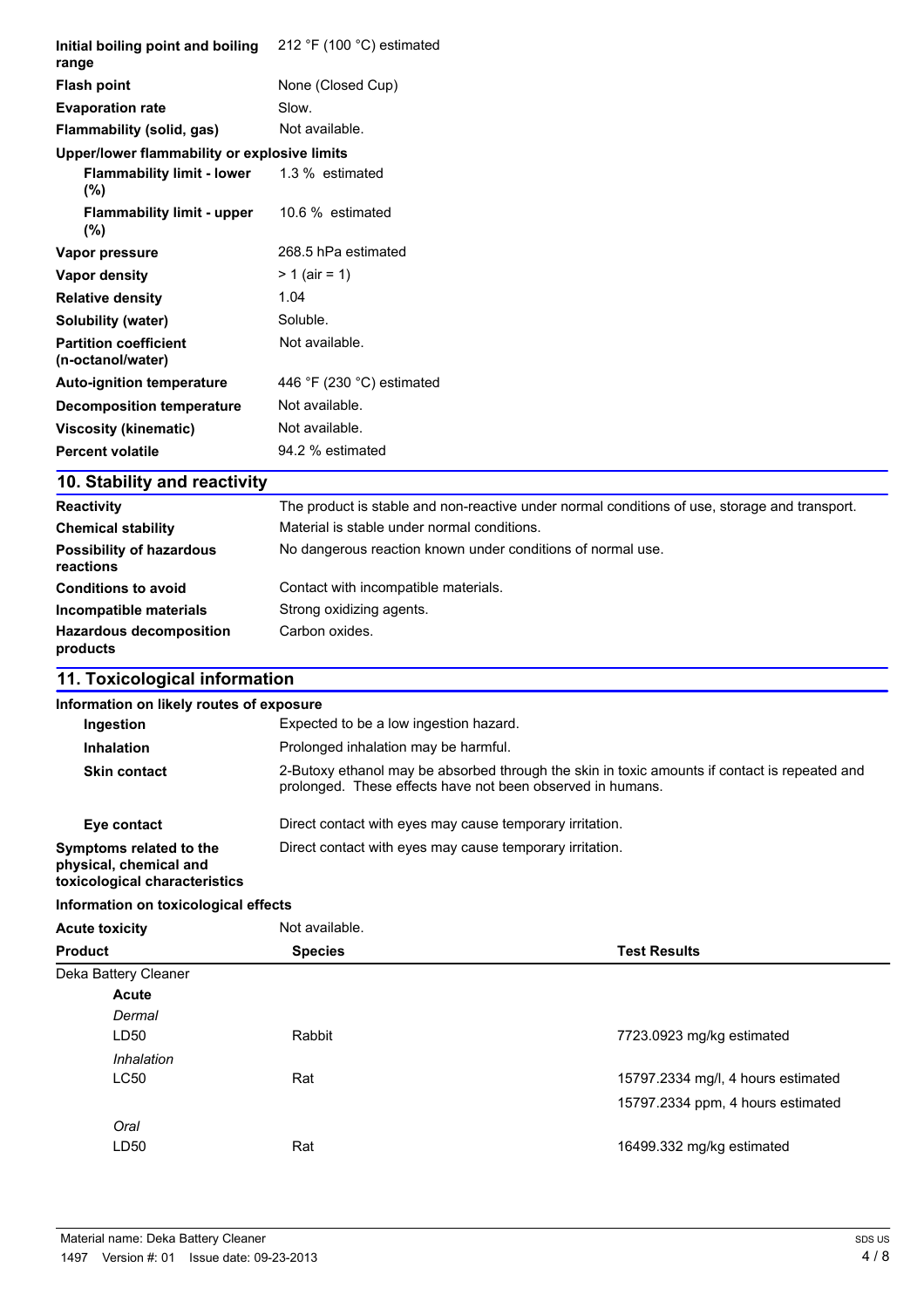| | |
|---|---|
| **Initial boiling point and boiling range** | 212 °F (100 °C) estimated |
| **Flash point** | None (Closed Cup) |
| **Evaporation rate** | Slow. |
| **Flammability (solid, gas)** | Not available. |
| **Upper/lower flammability or explosive limits** | |
| **Flammability limit - lower (%)** | 1.3 % estimated |
| **Flammability limit - upper (%)** | 10.6 % estimated |
| **Vapor pressure** | 268.5 hPa estimated |
| **Vapor density** | > 1 (air = 1) |
| **Relative density** | 1.04 |
| **Solubility (water)** | Soluble. |
| **Partition coefficient (n-octanol/water)** | Not available. |
| **Auto-ignition temperature** | 446 °F (230 °C) estimated |
| **Decomposition temperature** | Not available. |
| **Viscosity (kinematic)** | Not available. |
| **Percent volatile** | 94.2 % estimated |

## 10. Stability and reactivity

| | |
|---|---|
| **Reactivity** | The product is stable and non-reactive under normal conditions of use, storage and transport. |
| **Chemical stability** | Material is stable under normal conditions. |
| **Possibility of hazardous reactions** | No dangerous reaction known under conditions of normal use. |
| **Conditions to avoid** | Contact with incompatible materials. |
| **Incompatible materials** | Strong oxidizing agents. |
| **Hazardous decomposition products** | Carbon oxides. |

## 11. Toxicological information

**Information on likely routes of exposure**

| | |
|---|---|
| **Ingestion** | Expected to be a low ingestion hazard. |
| **Inhalation** | Prolonged inhalation may be harmful. |
| **Skin contact** | 2-Butoxy ethanol may be absorbed through the skin in toxic amounts if contact is repeated and prolonged. These effects have not been observed in humans. |
| **Eye contact** | Direct contact with eyes may cause temporary irritation. |
| **Symptoms related to the physical, chemical and toxicological characteristics** | Direct contact with eyes may cause temporary irritation. |

**Information on toxicological effects**

**Acute toxicity** Not available.

| Product | Species | Test Results |
|---|---|---|
| Deka Battery Cleaner | | |
| **Acute** | | |
| *Dermal* | | |
| LD50 | Rabbit | 7723.0923 mg/kg estimated |
| *Inhalation* | | |
| LC50 | Rat | 15797.2334 mg/l, 4 hours estimated |
| | | 15797.2334 ppm, 4 hours estimated |
| *Oral* | | |
| LD50 | Rat | 16499.332 mg/kg estimated |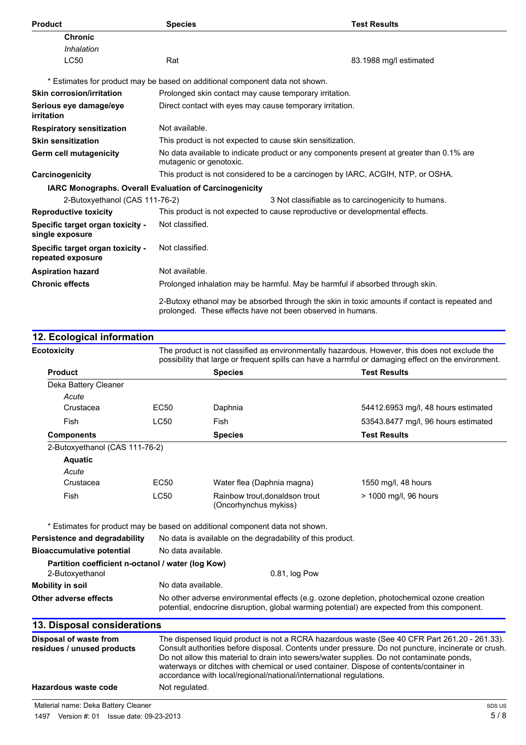| Product | Species | Test Results |
|---|---|---|
| **Chronic** | | |
| *Inhalation* | | |
| LC50 | Rat | 83.1988 mg/l estimated |

\* Estimates for product may be based on additional component data not shown.

**Skin corrosion/irritation** Prolonged skin contact may cause temporary irritation.

**Serious eye damage/eye irritation** Direct contact with eyes may cause temporary irritation.

**Respiratory sensitization** Not available.

**Skin sensitization** This product is not expected to cause skin sensitization.

**Germ cell mutagenicity** No data available to indicate product or any components present at greater than 0.1% are mutagenic or genotoxic.

**Carcinogenicity** This product is not considered to be a carcinogen by IARC, ACGIH, NTP, or OSHA.

**IARC Monographs. Overall Evaluation of Carcinogenicity**

2-Butoxyethanol (CAS 111-76-2) 3 Not classifiable as to carcinogenicity to humans.

**Reproductive toxicity** This product is not expected to cause reproductive or developmental effects.

**Specific target organ toxicity - single exposure** Not classified.

**Specific target organ toxicity - repeated exposure** Not classified.

**Aspiration hazard** Not available.

**Chronic effects** Prolonged inhalation may be harmful. May be harmful if absorbed through skin.

2-Butoxy ethanol may be absorbed through the skin in toxic amounts if contact is repeated and prolonged. These effects have not been observed in humans.

## 12. Ecological information

**Ecotoxicity** The product is not classified as environmentally hazardous. However, this does not exclude the possibility that large or frequent spills can have a harmful or damaging effect on the environment.

| Product | | Species | Test Results |
|---|---|---|---|
| Deka Battery Cleaner | | | |
| *Acute* | | | |
| Crustacea | EC50 | Daphnia | 54412.6953 mg/l, 48 hours estimated |
| Fish | LC50 | Fish | 53543.8477 mg/l, 96 hours estimated |
| **Components** | | **Species** | **Test Results** |
| 2-Butoxyethanol (CAS 111-76-2) | | | |
| **Aquatic** | | | |
| *Acute* | | | |
| Crustacea | EC50 | Water flea (Daphnia magna) | 1550 mg/l, 48 hours |
| Fish | LC50 | Rainbow trout,donaldson trout (Oncorhynchus mykiss) | > 1000 mg/l, 96 hours |

\* Estimates for product may be based on additional component data not shown.

**Persistence and degradability** No data is available on the degradability of this product.

**Bioaccumulative potential** No data available.

**Partition coefficient n-octanol / water (log Kow)**

2-Butoxyethanol 0.81, log Pow

**Mobility in soil** No data available.

**Other adverse effects** No other adverse environmental effects (e.g. ozone depletion, photochemical ozone creation potential, endocrine disruption, global warming potential) are expected from this component.

## 13. Disposal considerations

**Disposal of waste from residues / unused products** The dispensed liquid product is not a RCRA hazardous waste (See 40 CFR Part 261.20 - 261.33). Consult authorities before disposal. Contents under pressure. Do not puncture, incinerate or crush. Do not allow this material to drain into sewers/water supplies. Do not contaminate ponds, waterways or ditches with chemical or used container. Dispose of contents/container in accordance with local/regional/national/international regulations.

**Hazardous waste code** Not regulated.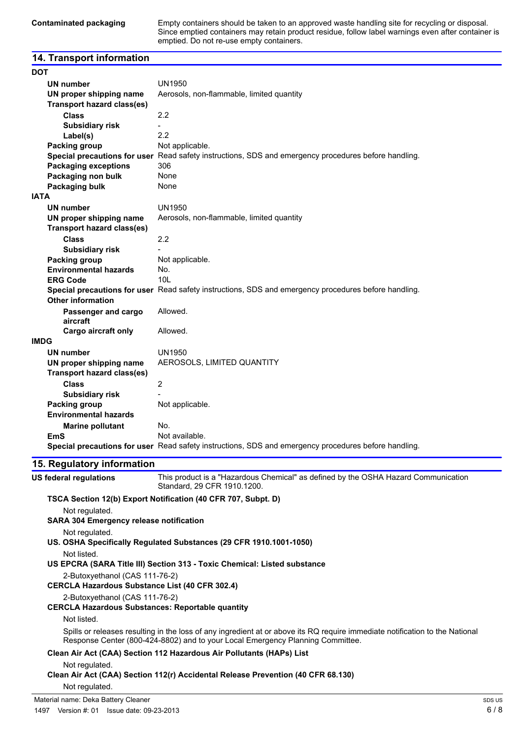**Contaminated packaging** Empty containers should be taken to an approved waste handling site for recycling or disposal. Since emptied containers may retain product residue, follow label warnings even after container is emptied. Do not re-use empty containers.

## 14. Transport information

**DOT**

| | |
|---|---|
| **UN number** | UN1950 |
| **UN proper shipping name** | Aerosols, non-flammable, limited quantity |
| **Transport hazard class(es)** | |
| **Class** | 2.2 |
| **Subsidiary risk** | - |
| **Label(s)** | 2.2 |
| **Packing group** | Not applicable. |
| **Special precautions for user** | Read safety instructions, SDS and emergency procedures before handling. |
| **Packaging exceptions** | 306 |
| **Packaging non bulk** | None |
| **Packaging bulk** | None |

**IATA**

| | |
|---|---|
| **UN number** | UN1950 |
| **UN proper shipping name** | Aerosols, non-flammable, limited quantity |
| **Transport hazard class(es)** | |
| **Class** | 2.2 |
| **Subsidiary risk** | - |
| **Packing group** | Not applicable. |
| **Environmental hazards** | No. |
| **ERG Code** | 10L |
| **Special precautions for user** | Read safety instructions, SDS and emergency procedures before handling. |
| **Other information** | |
| **Passenger and cargo aircraft** | Allowed. |
| **Cargo aircraft only** | Allowed. |

**IMDG**

| | |
|---|---|
| **UN number** | UN1950 |
| **UN proper shipping name** | AEROSOLS, LIMITED QUANTITY |
| **Transport hazard class(es)** | |
| **Class** | 2 |
| **Subsidiary risk** | - |
| **Packing group** | Not applicable. |
| **Environmental hazards** | |
| **Marine pollutant** | No. |
| **EmS** | Not available. |
| **Special precautions for user** | Read safety instructions, SDS and emergency procedures before handling. |

## 15. Regulatory information

**US federal regulations** This product is a "Hazardous Chemical" as defined by the OSHA Hazard Communication Standard, 29 CFR 1910.1200.

**TSCA Section 12(b) Export Notification (40 CFR 707, Subpt. D)**

Not regulated.

**SARA 304 Emergency release notification**

Not regulated.

**US. OSHA Specifically Regulated Substances (29 CFR 1910.1001-1050)**

Not listed.

**US EPCRA (SARA Title III) Section 313 - Toxic Chemical: Listed substance**

2-Butoxyethanol (CAS 111-76-2)

**CERCLA Hazardous Substance List (40 CFR 302.4)**

2-Butoxyethanol (CAS 111-76-2)

**CERCLA Hazardous Substances: Reportable quantity**

Not listed.

Spills or releases resulting in the loss of any ingredient at or above its RQ require immediate notification to the National Response Center (800-424-8802) and to your Local Emergency Planning Committee.

**Clean Air Act (CAA) Section 112 Hazardous Air Pollutants (HAPs) List**

Not regulated.

**Clean Air Act (CAA) Section 112(r) Accidental Release Prevention (40 CFR 68.130)**

Not regulated.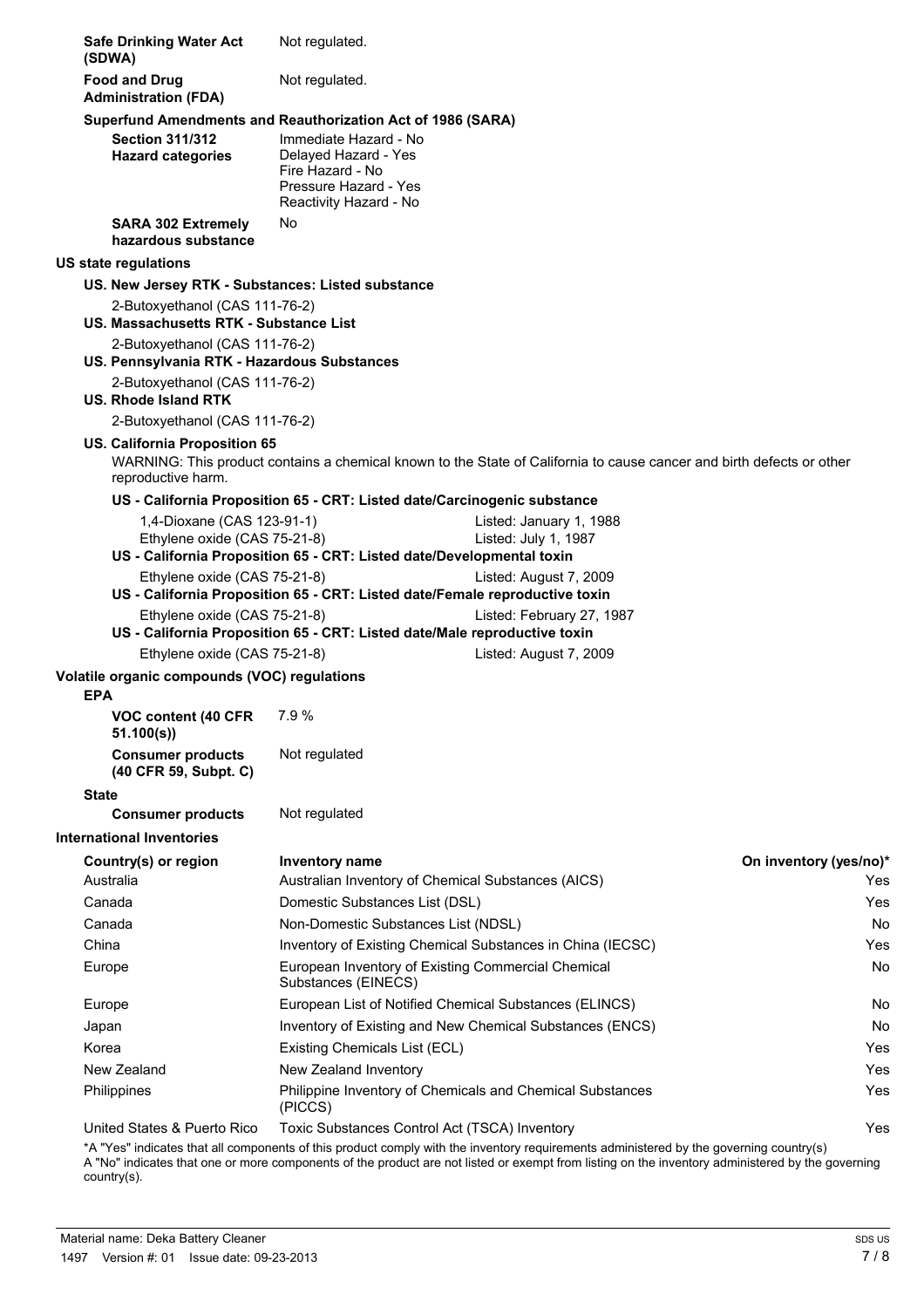**Safe Drinking Water Act (SDWA)** Not regulated.

**Food and Drug Administration (FDA)** Not regulated.

**Superfund Amendments and Reauthorization Act of 1986 (SARA)**

**Section 311/312 Hazard categories**
Immediate Hazard - No
Delayed Hazard - Yes
Fire Hazard - No
Pressure Hazard - Yes
Reactivity Hazard - No

**SARA 302 Extremely hazardous substance** No

**US state regulations**

**US. New Jersey RTK - Substances: Listed substance**

2-Butoxyethanol (CAS 111-76-2)

**US. Massachusetts RTK - Substance List**

2-Butoxyethanol (CAS 111-76-2)

**US. Pennsylvania RTK - Hazardous Substances**

2-Butoxyethanol (CAS 111-76-2)

**US. Rhode Island RTK**

2-Butoxyethanol (CAS 111-76-2)

**US. California Proposition 65**

WARNING: This product contains a chemical known to the State of California to cause cancer and birth defects or other reproductive harm.

**US - California Proposition 65 - CRT: Listed date/Carcinogenic substance**

| | |
|---|---|
| 1,4-Dioxane (CAS 123-91-1) | Listed: January 1, 1988 |
| Ethylene oxide (CAS 75-21-8) | Listed: July 1, 1987 |

**US - California Proposition 65 - CRT: Listed date/Developmental toxin**

| | |
|---|---|
| Ethylene oxide (CAS 75-21-8) | Listed: August 7, 2009 |

**US - California Proposition 65 - CRT: Listed date/Female reproductive toxin**

| | |
|---|---|
| Ethylene oxide (CAS 75-21-8) | Listed: February 27, 1987 |

**US - California Proposition 65 - CRT: Listed date/Male reproductive toxin**

| | |
|---|---|
| Ethylene oxide (CAS 75-21-8) | Listed: August 7, 2009 |

**Volatile organic compounds (VOC) regulations**

**EPA**

**VOC content (40 CFR 51.100(s))** 7.9 %

**Consumer products (40 CFR 59, Subpt. C)** Not regulated

**State**

**Consumer products** Not regulated

**International Inventories**

| Country(s) or region | Inventory name | On inventory (yes/no)* |
|---|---|---|
| Australia | Australian Inventory of Chemical Substances (AICS) | Yes |
| Canada | Domestic Substances List (DSL) | Yes |
| Canada | Non-Domestic Substances List (NDSL) | No |
| China | Inventory of Existing Chemical Substances in China (IECSC) | Yes |
| Europe | European Inventory of Existing Commercial Chemical Substances (EINECS) | No |
| Europe | European List of Notified Chemical Substances (ELINCS) | No |
| Japan | Inventory of Existing and New Chemical Substances (ENCS) | No |
| Korea | Existing Chemicals List (ECL) | Yes |
| New Zealand | New Zealand Inventory | Yes |
| Philippines | Philippine Inventory of Chemicals and Chemical Substances (PICCS) | Yes |
| United States & Puerto Rico | Toxic Substances Control Act (TSCA) Inventory | Yes |

*A "Yes" indicates that all components of this product comply with the inventory requirements administered by the governing country(s)
A "No" indicates that one or more components of the product are not listed or exempt from listing on the inventory administered by the governing country(s).

Material name: Deka Battery Cleaner
1497 Version #: 01 Issue date: 09-23-2013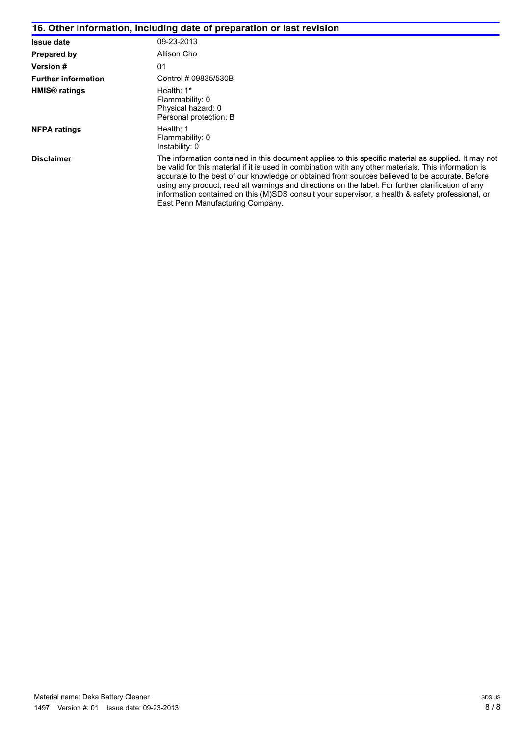## 16. Other information, including date of preparation or last revision

| | |
|---|---|
| **Issue date** | 09-23-2013 |
| **Prepared by** | Allison Cho |
| **Version #** | 01 |
| **Further information** | Control # 09835/530B |
| **HMIS® ratings** | Health: 1*<br>Flammability: 0<br>Physical hazard: 0<br>Personal protection: B |
| **NFPA ratings** | Health: 1<br>Flammability: 0<br>Instability: 0 |
| **Disclaimer** | The information contained in this document applies to this specific material as supplied. It may not be valid for this material if it is used in combination with any other materials. This information is accurate to the best of our knowledge or obtained from sources believed to be accurate. Before using any product, read all warnings and directions on the label. For further clarification of any information contained on this (M)SDS consult your supervisor, a health & safety professional, or East Penn Manufacturing Company. |